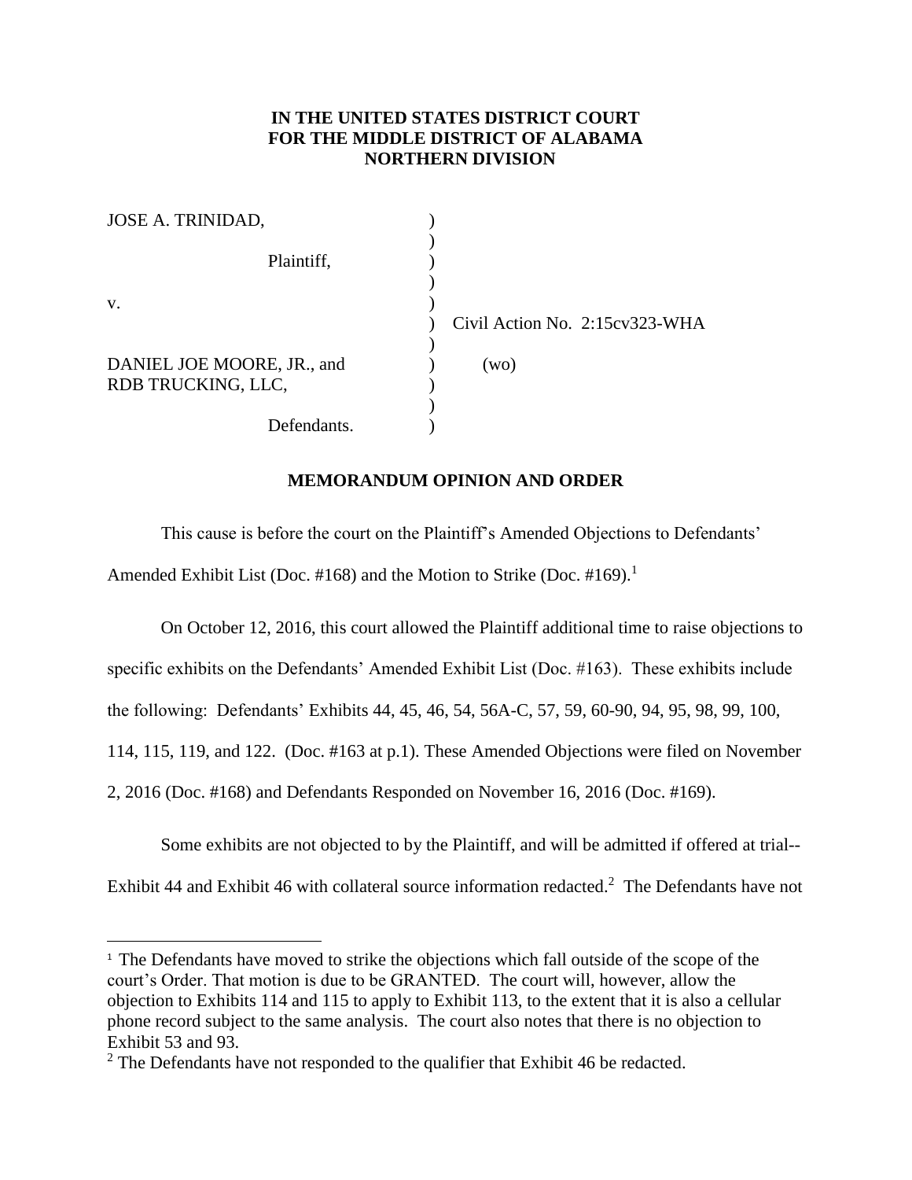**IN THE UNITED STATES DISTRICT COURT FOR THE MIDDLE DISTRICT OF ALABAMA NORTHERN DIVISION**

JOSE A. TRINIDAD,

Plaintiff,

v.

DANIEL JOE MOORE, JR., and RDB TRUCKING, LLC,

Defendants.

Civil Action No. 2:15cv323-WHA

(wo)

**MEMORANDUM OPINION AND ORDER**

This cause is before the court on the Plaintiff's Amended Objections to Defendants' Amended Exhibit List (Doc. #168) and the Motion to Strike (Doc. #169).[1]

On October 12, 2016, this court allowed the Plaintiff additional time to raise objections to specific exhibits on the Defendants' Amended Exhibit List (Doc. #163). These exhibits include the following: Defendants' Exhibits 44, 45, 46, 54, 56A-C, 57, 59, 60-90, 94, 95, 98, 99, 100, 114, 115, 119, and 122. (Doc. #163 at p.1). These Amended Objections were filed on November 2, 2016 (Doc. #168) and Defendants Responded on November 16, 2016 (Doc. #169).

Some exhibits are not objected to by the Plaintiff, and will be admitted if offered at trial--Exhibit 44 and Exhibit 46 with collateral source information redacted.[2] The Defendants have not

---

[1] The Defendants have moved to strike the objections which fall outside of the scope of the court's Order. That motion is due to be GRANTED. The court will, however, allow the objection to Exhibits 114 and 115 to apply to Exhibit 113, to the extent that it is also a cellular phone record subject to the same analysis. The court also notes that there is no objection to Exhibit 53 and 93.

[2] The Defendants have not responded to the qualifier that Exhibit 46 be redacted.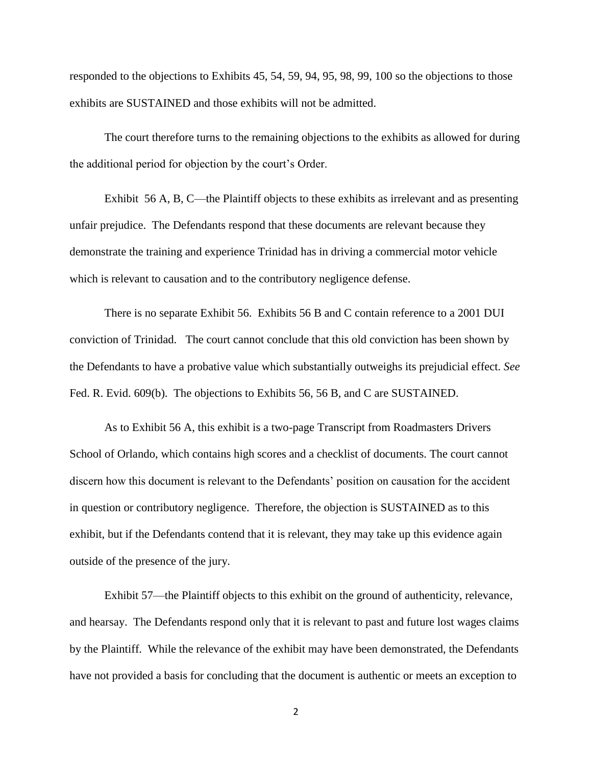responded to the objections to Exhibits 45, 54, 59, 94, 95, 98, 99, 100 so the objections to those exhibits are SUSTAINED and those exhibits will not be admitted.

The court therefore turns to the remaining objections to the exhibits as allowed for during the additional period for objection by the court's Order.

Exhibit 56 A, B, C—the Plaintiff objects to these exhibits as irrelevant and as presenting unfair prejudice. The Defendants respond that these documents are relevant because they demonstrate the training and experience Trinidad has in driving a commercial motor vehicle which is relevant to causation and to the contributory negligence defense.

There is no separate Exhibit 56. Exhibits 56 B and C contain reference to a 2001 DUI conviction of Trinidad. The court cannot conclude that this old conviction has been shown by the Defendants to have a probative value which substantially outweighs its prejudicial effect. *See* Fed. R. Evid. 609(b). The objections to Exhibits 56, 56 B, and C are SUSTAINED.

As to Exhibit 56 A, this exhibit is a two-page Transcript from Roadmasters Drivers School of Orlando, which contains high scores and a checklist of documents. The court cannot discern how this document is relevant to the Defendants' position on causation for the accident in question or contributory negligence. Therefore, the objection is SUSTAINED as to this exhibit, but if the Defendants contend that it is relevant, they may take up this evidence again outside of the presence of the jury.

Exhibit 57—the Plaintiff objects to this exhibit on the ground of authenticity, relevance, and hearsay. The Defendants respond only that it is relevant to past and future lost wages claims by the Plaintiff. While the relevance of the exhibit may have been demonstrated, the Defendants have not provided a basis for concluding that the document is authentic or meets an exception to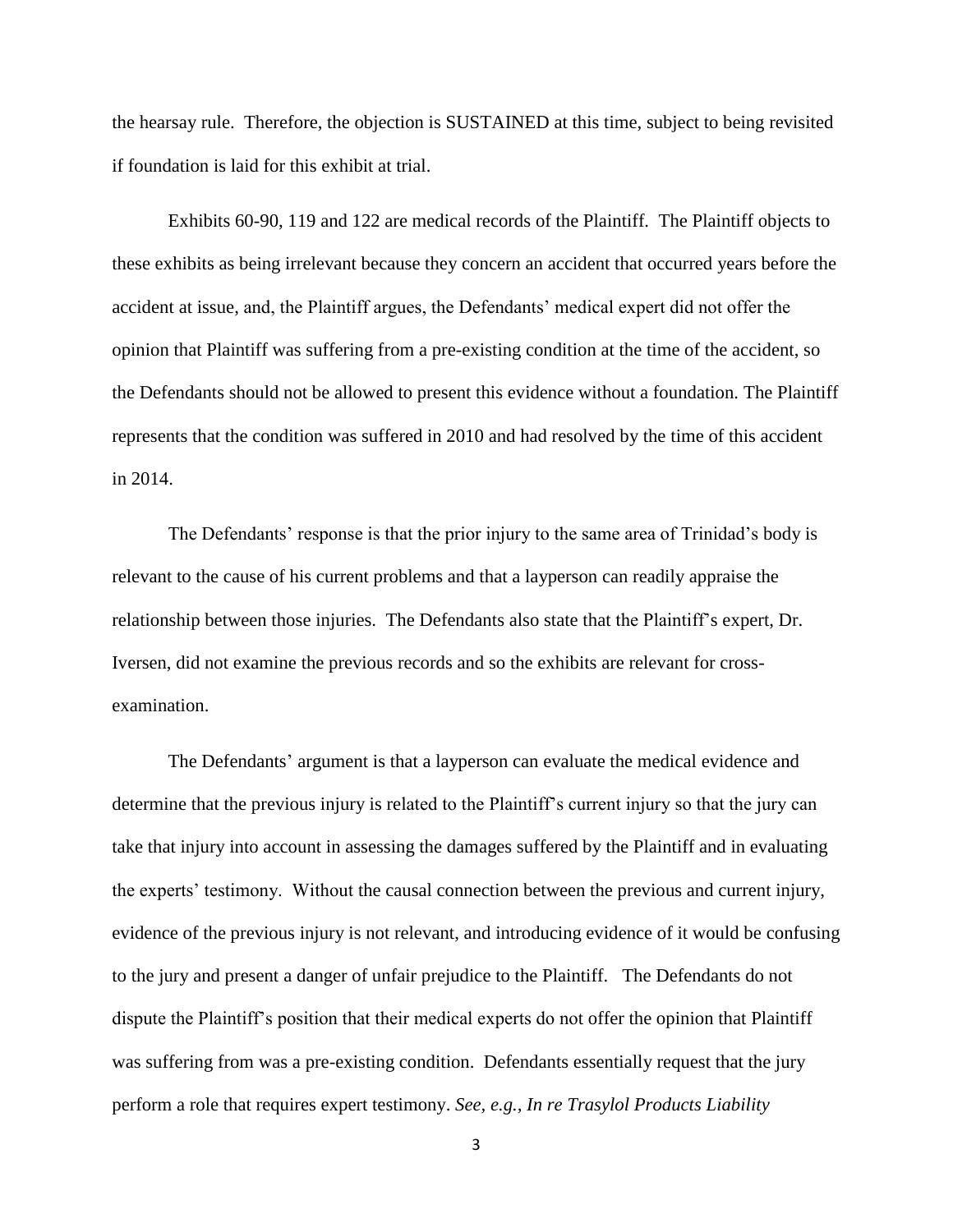the hearsay rule. Therefore, the objection is SUSTAINED at this time, subject to being revisited if foundation is laid for this exhibit at trial.

Exhibits 60-90, 119 and 122 are medical records of the Plaintiff. The Plaintiff objects to these exhibits as being irrelevant because they concern an accident that occurred years before the accident at issue, and, the Plaintiff argues, the Defendants' medical expert did not offer the opinion that Plaintiff was suffering from a pre-existing condition at the time of the accident, so the Defendants should not be allowed to present this evidence without a foundation. The Plaintiff represents that the condition was suffered in 2010 and had resolved by the time of this accident in 2014.

The Defendants' response is that the prior injury to the same area of Trinidad's body is relevant to the cause of his current problems and that a layperson can readily appraise the relationship between those injuries. The Defendants also state that the Plaintiff's expert, Dr. Iversen, did not examine the previous records and so the exhibits are relevant for cross-examination.

The Defendants' argument is that a layperson can evaluate the medical evidence and determine that the previous injury is related to the Plaintiff's current injury so that the jury can take that injury into account in assessing the damages suffered by the Plaintiff and in evaluating the experts' testimony. Without the causal connection between the previous and current injury, evidence of the previous injury is not relevant, and introducing evidence of it would be confusing to the jury and present a danger of unfair prejudice to the Plaintiff. The Defendants do not dispute the Plaintiff's position that their medical experts do not offer the opinion that Plaintiff was suffering from was a pre-existing condition. Defendants essentially request that the jury perform a role that requires expert testimony. *See, e.g., In re Trasylol Products Liability*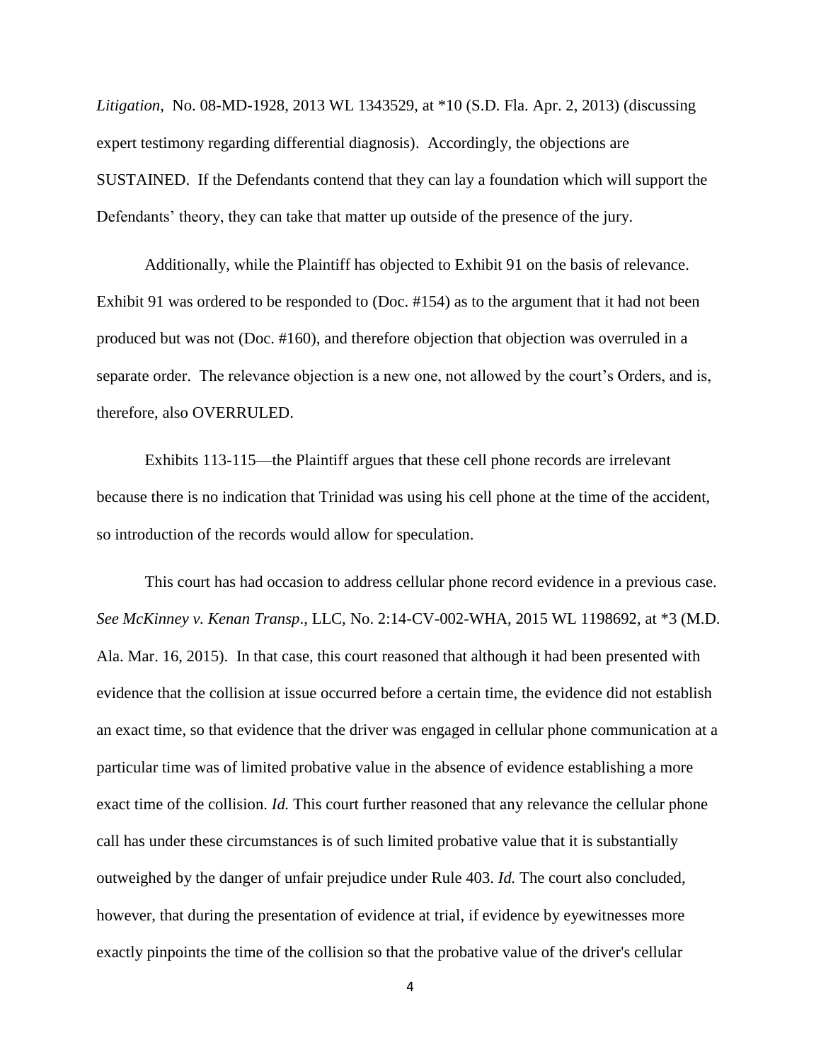*Litigation*, No. 08-MD-1928, 2013 WL 1343529, at *10 (S.D. Fla. Apr. 2, 2013) (discussing expert testimony regarding differential diagnosis). Accordingly, the objections are SUSTAINED. If the Defendants contend that they can lay a foundation which will support the Defendants' theory, they can take that matter up outside of the presence of the jury.

Additionally, while the Plaintiff has objected to Exhibit 91 on the basis of relevance. Exhibit 91 was ordered to be responded to (Doc. #154) as to the argument that it had not been produced but was not (Doc. #160), and therefore objection that objection was overruled in a separate order. The relevance objection is a new one, not allowed by the court's Orders, and is, therefore, also OVERRULED.

Exhibits 113-115—the Plaintiff argues that these cell phone records are irrelevant because there is no indication that Trinidad was using his cell phone at the time of the accident, so introduction of the records would allow for speculation.

This court has had occasion to address cellular phone record evidence in a previous case. *See McKinney v. Kenan Transp*., LLC, No. 2:14-CV-002-WHA, 2015 WL 1198692, at *3 (M.D. Ala. Mar. 16, 2015). In that case, this court reasoned that although it had been presented with evidence that the collision at issue occurred before a certain time, the evidence did not establish an exact time, so that evidence that the driver was engaged in cellular phone communication at a particular time was of limited probative value in the absence of evidence establishing a more exact time of the collision. *Id.* This court further reasoned that any relevance the cellular phone call has under these circumstances is of such limited probative value that it is substantially outweighed by the danger of unfair prejudice under Rule 403. *Id.* The court also concluded, however, that during the presentation of evidence at trial, if evidence by eyewitnesses more exactly pinpoints the time of the collision so that the probative value of the driver's cellular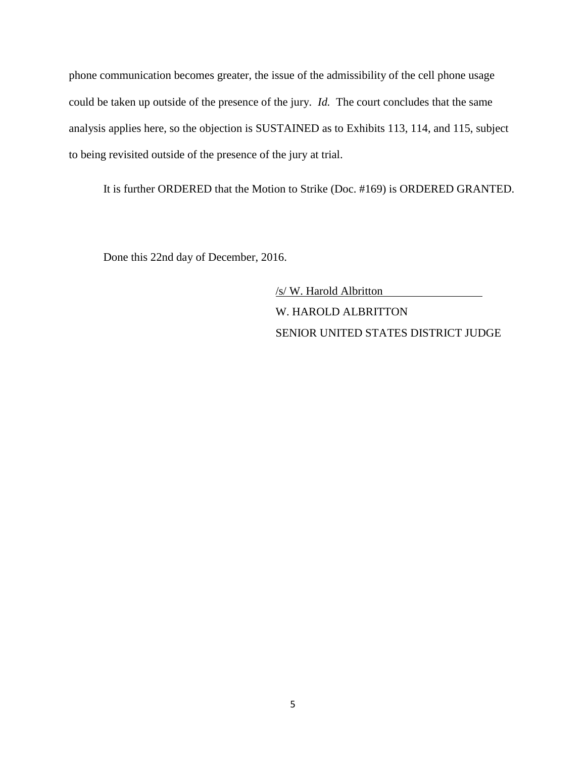phone communication becomes greater, the issue of the admissibility of the cell phone usage could be taken up outside of the presence of the jury. *Id.* The court concludes that the same analysis applies here, so the objection is SUSTAINED as to Exhibits 113, 114, and 115, subject to being revisited outside of the presence of the jury at trial.

It is further ORDERED that the Motion to Strike (Doc. #169) is ORDERED GRANTED.

Done this 22nd day of December, 2016.

/s/ W. Harold Albritton

W. HAROLD ALBRITTON

SENIOR UNITED STATES DISTRICT JUDGE